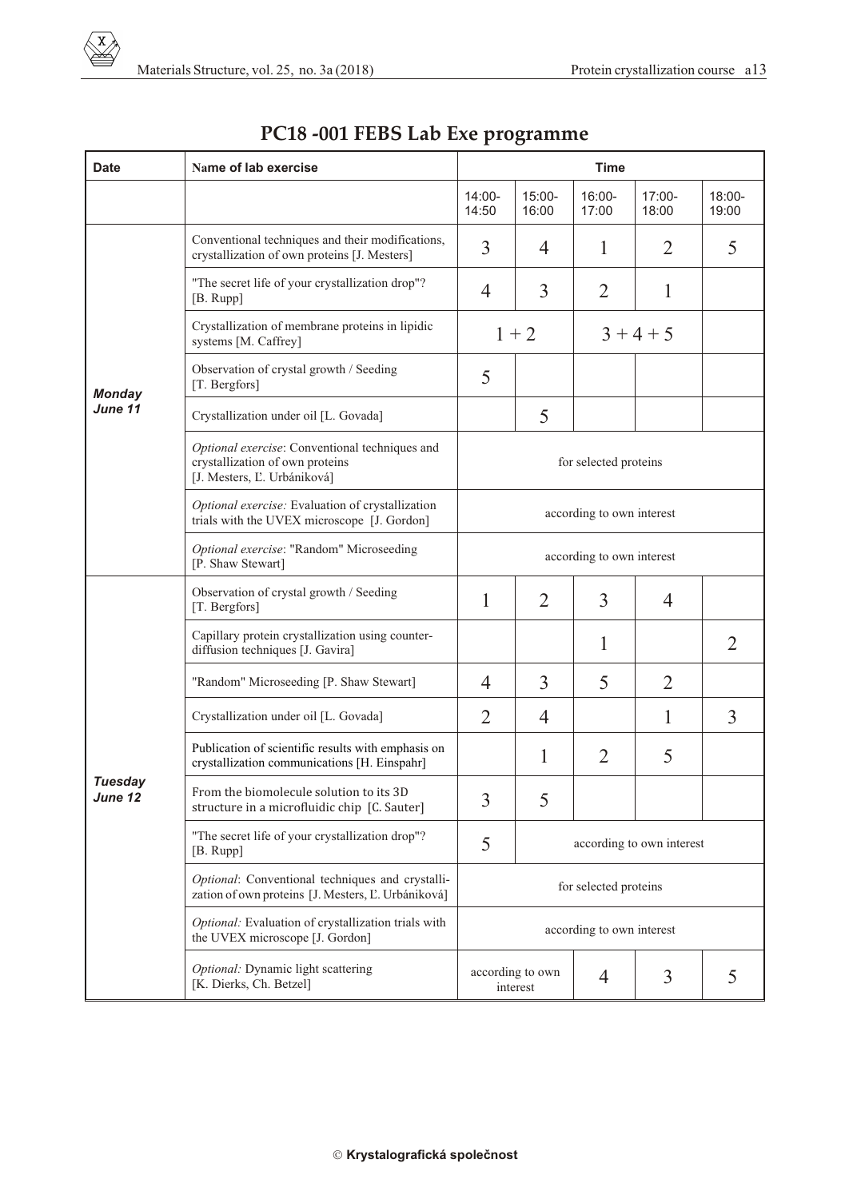# PC18 -001 FEBS Lab Exe programme

| Date | Name of lab exercise | Time | | | | |
|---|---|---|---|---|---|---|
| | | 14:00-14:50 | 15:00-16:00 | 16:00-17:00 | 17:00-18:00 | 18:00-19:00 |
| ***Monday June 11*** | Conventional techniques and their modifications, crystallization of own proteins [J. Mesters] | 3 | 4 | 1 | 2 | 5 |
| | "The secret life of your crystallization drop"? [B. Rupp] | 4 | 3 | 2 | 1 | |
| | Crystallization of membrane proteins in lipidic systems [M. Caffrey] | 1 + 2 | | 3 + 4 + 5 | | |
| | Observation of crystal growth / Seeding [T. Bergfors] | 5 | | | | |
| | Crystallization under oil [L. Govada] | | 5 | | | |
| | *Optional exercise*: Conventional techniques and crystallization of own proteins [J. Mesters, Ľ. Urbániková] | for selected proteins | | | | |
| | *Optional exercise:* Evaluation of crystallization trials with the UVEX microscope [J. Gordon] | according to own interest | | | | |
| | *Optional exercise*: "Random" Microseeding [P. Shaw Stewart] | according to own interest | | | | |
| ***Tuesday June 12*** | Observation of crystal growth / Seeding [T. Bergfors] | 1 | 2 | 3 | 4 | |
| | Capillary protein crystallization using counter-diffusion techniques [J. Gavira] | | | 1 | | 2 |
| | "Random" Microseeding [P. Shaw Stewart] | 4 | 3 | 5 | 2 | |
| | Crystallization under oil [L. Govada] | 2 | 4 | | 1 | 3 |
| | Publication of scientific results with emphasis on crystallization communications [H. Einspahr] | | 1 | 2 | 5 | |
| | From the biomolecule solution to its 3D structure in a microfluidic chip [C. Sauter] | 3 | 5 | | | |
| | "The secret life of your crystallization drop"? [B. Rupp] | 5 | according to own interest | | | |
| | *Optional*: Conventional techniques and crystallization of own proteins [J. Mesters, Ľ. Urbániková] | for selected proteins | | | | |
| | *Optional:* Evaluation of crystallization trials with the UVEX microscope [J. Gordon] | according to own interest | | | | |
| | *Optional:* Dynamic light scattering [K. Dierks, Ch. Betzel] | according to own interest | | 4 | 3 | 5 |

© **Krystalografická společnost**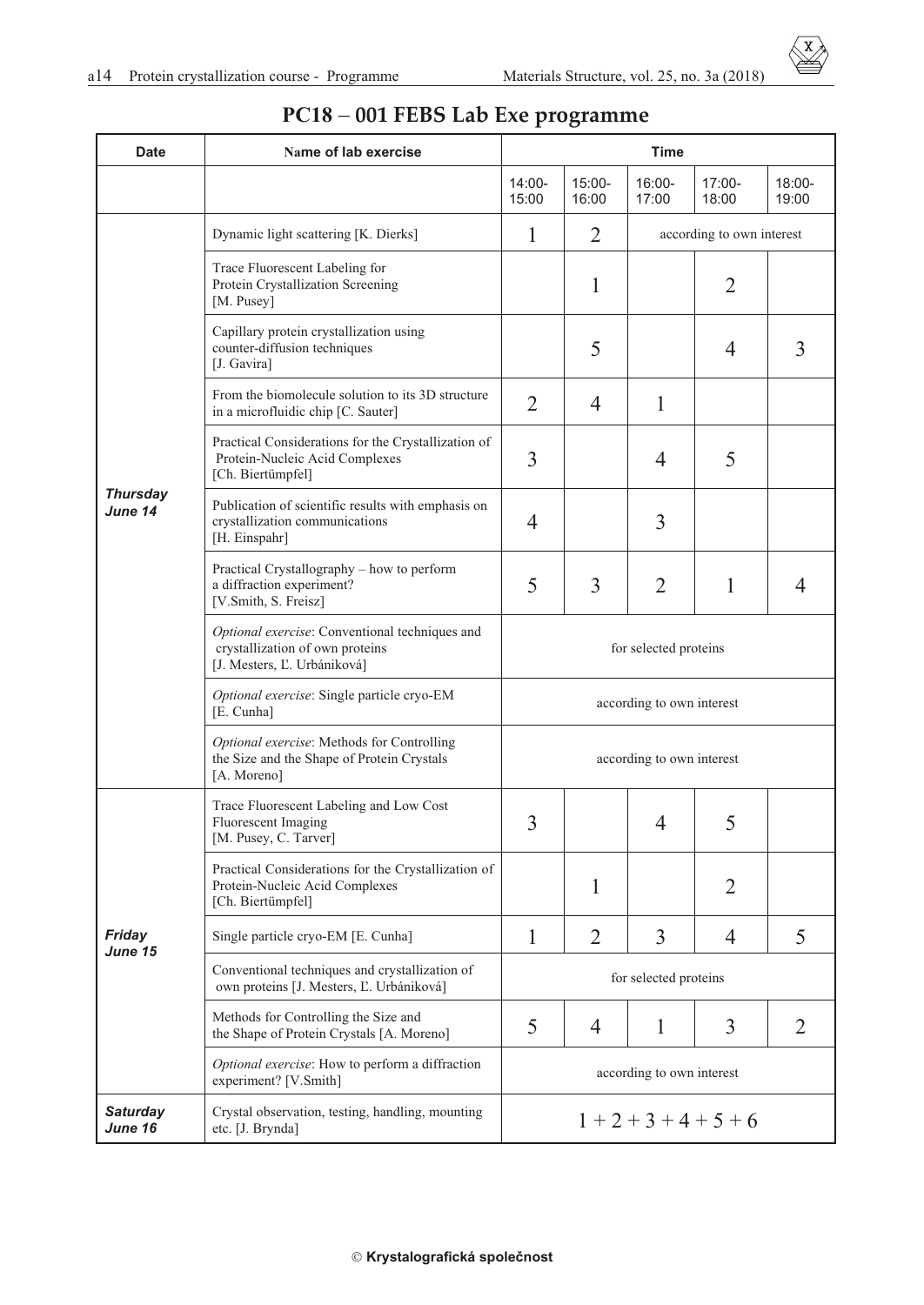# PC18 – 001 FEBS Lab Exe programme

| Date | Name of lab exercise | Time | | | | |
|---|---|---|---|---|---|---|
| | | 14:00-15:00 | 15:00-16:00 | 16:00-17:00 | 17:00-18:00 | 18:00-19:00 |
| ***Thursday June 14*** | Dynamic light scattering [K. Dierks] | 1 | 2 | according to own interest | | |
| | Trace Fluorescent Labeling for Protein Crystallization Screening [M. Pusey] | | 1 | | 2 | |
| | Capillary protein crystallization using counter-diffusion techniques [J. Gavira] | | 5 | | 4 | 3 |
| | From the biomolecule solution to its 3D structure in a microfluidic chip [C. Sauter] | 2 | 4 | 1 | | |
| | Practical Considerations for the Crystallization of Protein-Nucleic Acid Complexes [Ch. Biertümpfel] | 3 | | 4 | 5 | |
| | Publication of scientific results with emphasis on crystallization communications [H. Einspahr] | 4 | | 3 | | |
| | Practical Crystallography – how to perform a diffraction experiment? [V.Smith, S. Freisz] | 5 | 3 | 2 | 1 | 4 |
| | *Optional exercise*: Conventional techniques and crystallization of own proteins [J. Mesters, Ľ. Urbániková] | for selected proteins | | | | |
| | *Optional exercise*: Single particle cryo-EM [E. Cunha] | according to own interest | | | | |
| | *Optional exercise*: Methods for Controlling the Size and the Shape of Protein Crystals [A. Moreno] | according to own interest | | | | |
| ***Friday June 15*** | Trace Fluorescent Labeling and Low Cost Fluorescent Imaging [M. Pusey, C. Tarver] | 3 | | 4 | 5 | |
| | Practical Considerations for the Crystallization of Protein-Nucleic Acid Complexes [Ch. Biertümpfel] | | 1 | | 2 | |
| | Single particle cryo-EM [E. Cunha] | 1 | 2 | 3 | 4 | 5 |
| | Conventional techniques and crystallization of own proteins [J. Mesters, Ľ. Urbániková] | for selected proteins | | | | |
| | Methods for Controlling the Size and the Shape of Protein Crystals [A. Moreno] | 5 | 4 | 1 | 3 | 2 |
| | *Optional exercise*: How to perform a diffraction experiment? [V.Smith] | according to own interest | | | | |
| ***Saturday June 16*** | Crystal observation, testing, handling, mounting etc. [J. Brynda] | 1 + 2 + 3 + 4 + 5 + 6 | | | | |